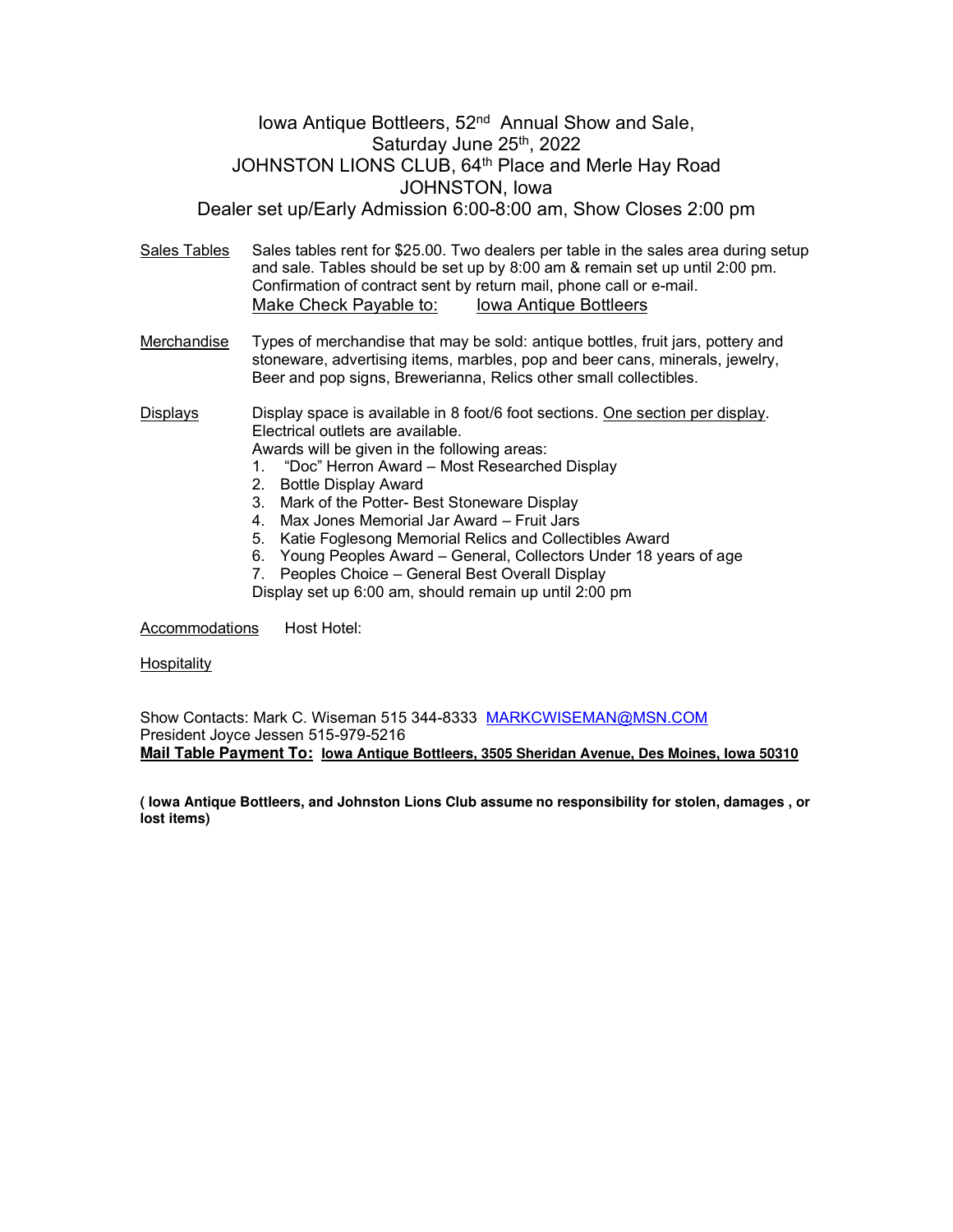# Iowa Antique Bottleers, 52nd Annual Show and Sale,
## Saturday June 25th, 2022
## JOHNSTON LIONS CLUB, 64th Place and Merle Hay Road
## JOHNSTON, Iowa
## Dealer set up/Early Admission 6:00-8:00 am, Show Closes 2:00 pm

Sales Tables — Sales tables rent for $25.00. Two dealers per table in the sales area during setup and sale. Tables should be set up by 8:00 am & remain set up until 2:00 pm. Confirmation of contract sent by return mail, phone call or e-mail.
Make Check Payable to: Iowa Antique Bottleers

Merchandise — Types of merchandise that may be sold: antique bottles, fruit jars, pottery and stoneware, advertising items, marbles, pop and beer cans, minerals, jewelry, Beer and pop signs, Brewerianna, Relics other small collectibles.

Displays — Display space is available in 8 foot/6 foot sections. One section per display. Electrical outlets are available.
Awards will be given in the following areas:

1. "Doc" Herron Award – Most Researched Display
2. Bottle Display Award
3. Mark of the Potter- Best Stoneware Display
4. Max Jones Memorial Jar Award – Fruit Jars
5. Katie Foglesong Memorial Relics and Collectibles Award
6. Young Peoples Award – General, Collectors Under 18 years of age
7. Peoples Choice – General Best Overall Display

Display set up 6:00 am, should remain up until 2:00 pm

Accommodations — Host Hotel:

Hospitality

Show Contacts: Mark C. Wiseman 515 344-8333 MARKCWISEMAN@MSN.COM
President Joyce Jessen 515-979-5216
**Mail Table Payment To: Iowa Antique Bottleers, 3505 Sheridan Avenue, Des Moines, Iowa 50310**

**( Iowa Antique Bottleers, and Johnston Lions Club assume no responsibility for stolen, damages , or lost items)**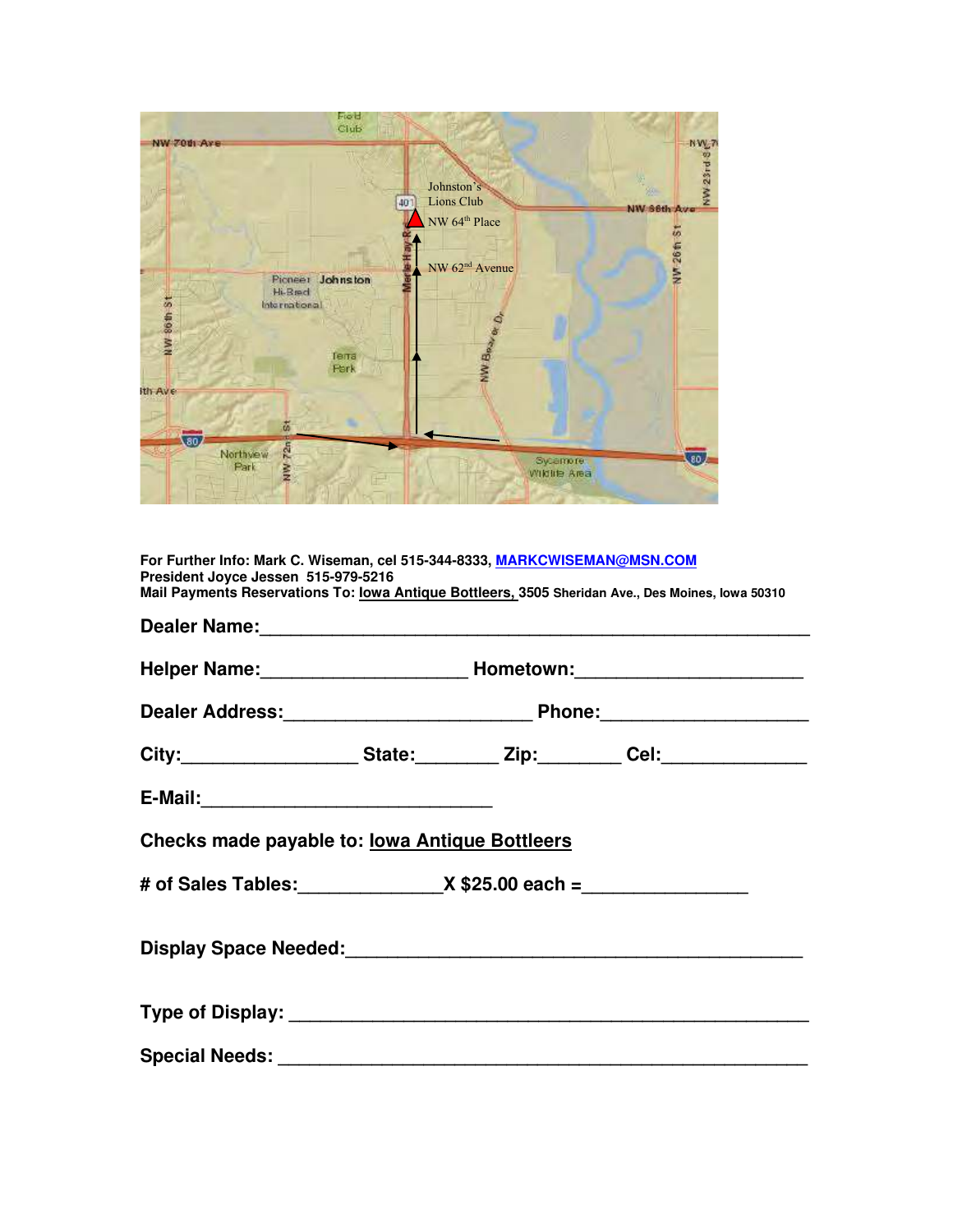**For Further Info: Mark C. Wiseman, cel 515-344-8333, MARKCWISEMAN@MSN.COM**
**President Joyce Jessen 515-979-5216**
**Mail Payments Reservations To: Iowa Antique Bottleers, 3505 Sheridan Ave., Des Moines, Iowa 50310**

**Dealer Name:**_____________________________________________________

**Helper Name:**___________________ **Hometown:**_____________________

**Dealer Address:**_______________________ **Phone:**___________________

**City:**________________ **State:**________ **Zip:**________ **Cel:**_____________

**E-Mail:**___________________________

**Checks made payable to: Iowa Antique Bottleers**

**# of Sales Tables:**_____________**X $25.00 each =**_______________

**Display Space Needed:**__________________________________________

**Type of Display:** _______________________________________________

**Special Needs:** ________________________________________________